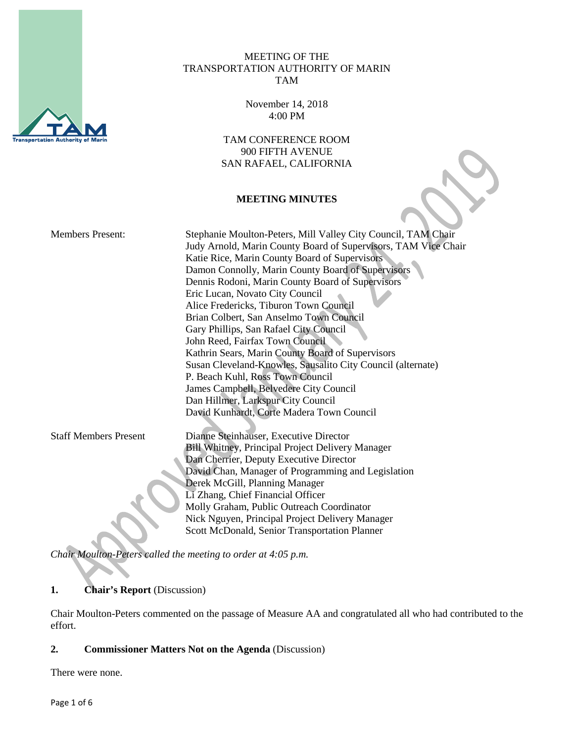MEETING OF THE
TRANSPORTATION AUTHORITY OF MARIN
TAM

November 14, 2018
4:00 PM

TAM CONFERENCE ROOM
900 FIFTH AVENUE
SAN RAFAEL, CALIFORNIA

**MEETING MINUTES**

| | |
|---|---|
| Members Present: | Stephanie Moulton-Peters, Mill Valley City Council, TAM Chair<br>Judy Arnold, Marin County Board of Supervisors, TAM Vice Chair<br>Katie Rice, Marin County Board of Supervisors<br>Damon Connolly, Marin County Board of Supervisors<br>Dennis Rodoni, Marin County Board of Supervisors<br>Eric Lucan, Novato City Council<br>Alice Fredericks, Tiburon Town Council<br>Brian Colbert, San Anselmo Town Council<br>Gary Phillips, San Rafael City Council<br>John Reed, Fairfax Town Council<br>Kathrin Sears, Marin County Board of Supervisors<br>Susan Cleveland-Knowles, Sausalito City Council (alternate)<br>P. Beach Kuhl, Ross Town Council<br>James Campbell, Belvedere City Council<br>Dan Hillmer, Larkspur City Council<br>David Kunhardt, Corte Madera Town Council |
| Staff Members Present | Dianne Steinhauser, Executive Director<br>Bill Whitney, Principal Project Delivery Manager<br>Dan Cherrier, Deputy Executive Director<br>David Chan, Manager of Programming and Legislation<br>Derek McGill, Planning Manager<br>Li Zhang, Chief Financial Officer<br>Molly Graham, Public Outreach Coordinator<br>Nick Nguyen, Principal Project Delivery Manager<br>Scott McDonald, Senior Transportation Planner |

*Chair Moulton-Peters called the meeting to order at 4:05 p.m.*

## 1. **Chair's Report** (Discussion)

Chair Moulton-Peters commented on the passage of Measure AA and congratulated all who had contributed to the effort.

## 2. **Commissioner Matters Not on the Agenda** (Discussion)

There were none.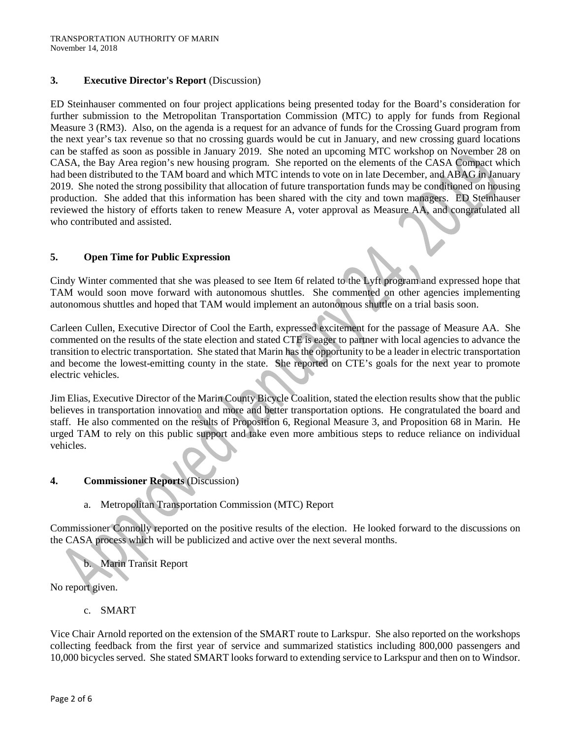### 3. Executive Director's Report (Discussion)

ED Steinhauser commented on four project applications being presented today for the Board's consideration for further submission to the Metropolitan Transportation Commission (MTC) to apply for funds from Regional Measure 3 (RM3). Also, on the agenda is a request for an advance of funds for the Crossing Guard program from the next year's tax revenue so that no crossing guards would be cut in January, and new crossing guard locations can be staffed as soon as possible in January 2019. She noted an upcoming MTC workshop on November 28 on CASA, the Bay Area region's new housing program. She reported on the elements of the CASA Compact which had been distributed to the TAM board and which MTC intends to vote on in late December, and ABAG in January 2019. She noted the strong possibility that allocation of future transportation funds may be conditioned on housing production. She added that this information has been shared with the city and town managers. ED Steinhauser reviewed the history of efforts taken to renew Measure A, voter approval as Measure AA, and congratulated all who contributed and assisted.

### 5. Open Time for Public Expression

Cindy Winter commented that she was pleased to see Item 6f related to the Lyft program and expressed hope that TAM would soon move forward with autonomous shuttles. She commented on other agencies implementing autonomous shuttles and hoped that TAM would implement an autonomous shuttle on a trial basis soon.

Carleen Cullen, Executive Director of Cool the Earth, expressed excitement for the passage of Measure AA. She commented on the results of the state election and stated CTE is eager to partner with local agencies to advance the transition to electric transportation. She stated that Marin has the opportunity to be a leader in electric transportation and become the lowest-emitting county in the state. She reported on CTE's goals for the next year to promote electric vehicles.

Jim Elias, Executive Director of the Marin County Bicycle Coalition, stated the election results show that the public believes in transportation innovation and more and better transportation options. He congratulated the board and staff. He also commented on the results of Proposition 6, Regional Measure 3, and Proposition 68 in Marin. He urged TAM to rely on this public support and take even more ambitious steps to reduce reliance on individual vehicles.

### 4. Commissioner Reports (Discussion)

a. Metropolitan Transportation Commission (MTC) Report

Commissioner Connolly reported on the positive results of the election. He looked forward to the discussions on the CASA process which will be publicized and active over the next several months.

b. Marin Transit Report

No report given.

c. SMART

Vice Chair Arnold reported on the extension of the SMART route to Larkspur. She also reported on the workshops collecting feedback from the first year of service and summarized statistics including 800,000 passengers and 10,000 bicycles served. She stated SMART looks forward to extending service to Larkspur and then on to Windsor.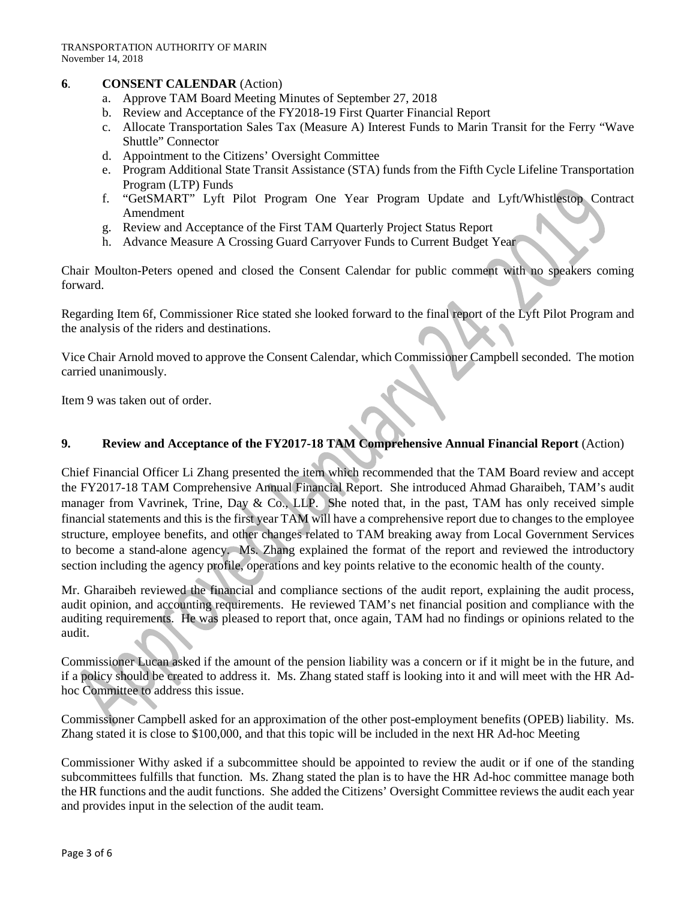**6**. **CONSENT CALENDAR** (Action)

a. Approve TAM Board Meeting Minutes of September 27, 2018
b. Review and Acceptance of the FY2018-19 First Quarter Financial Report
c. Allocate Transportation Sales Tax (Measure A) Interest Funds to Marin Transit for the Ferry "Wave Shuttle" Connector
d. Appointment to the Citizens' Oversight Committee
e. Program Additional State Transit Assistance (STA) funds from the Fifth Cycle Lifeline Transportation Program (LTP) Funds
f. "GetSMART" Lyft Pilot Program One Year Program Update and Lyft/Whistlestop Contract Amendment
g. Review and Acceptance of the First TAM Quarterly Project Status Report
h. Advance Measure A Crossing Guard Carryover Funds to Current Budget Year

Chair Moulton-Peters opened and closed the Consent Calendar for public comment with no speakers coming forward.

Regarding Item 6f, Commissioner Rice stated she looked forward to the final report of the Lyft Pilot Program and the analysis of the riders and destinations.

Vice Chair Arnold moved to approve the Consent Calendar, which Commissioner Campbell seconded. The motion carried unanimously.

Item 9 was taken out of order.

**9. Review and Acceptance of the FY2017-18 TAM Comprehensive Annual Financial Report** (Action)

Chief Financial Officer Li Zhang presented the item which recommended that the TAM Board review and accept the FY2017-18 TAM Comprehensive Annual Financial Report. She introduced Ahmad Gharaibeh, TAM's audit manager from Vavrinek, Trine, Day & Co., LLP. She noted that, in the past, TAM has only received simple financial statements and this is the first year TAM will have a comprehensive report due to changes to the employee structure, employee benefits, and other changes related to TAM breaking away from Local Government Services to become a stand-alone agency. Ms. Zhang explained the format of the report and reviewed the introductory section including the agency profile, operations and key points relative to the economic health of the county.

Mr. Gharaibeh reviewed the financial and compliance sections of the audit report, explaining the audit process, audit opinion, and accounting requirements. He reviewed TAM's net financial position and compliance with the auditing requirements. He was pleased to report that, once again, TAM had no findings or opinions related to the audit.

Commissioner Lucan asked if the amount of the pension liability was a concern or if it might be in the future, and if a policy should be created to address it. Ms. Zhang stated staff is looking into it and will meet with the HR Ad-hoc Committee to address this issue.

Commissioner Campbell asked for an approximation of the other post-employment benefits (OPEB) liability. Ms. Zhang stated it is close to $100,000, and that this topic will be included in the next HR Ad-hoc Meeting

Commissioner Withy asked if a subcommittee should be appointed to review the audit or if one of the standing subcommittees fulfills that function. Ms. Zhang stated the plan is to have the HR Ad-hoc committee manage both the HR functions and the audit functions. She added the Citizens' Oversight Committee reviews the audit each year and provides input in the selection of the audit team.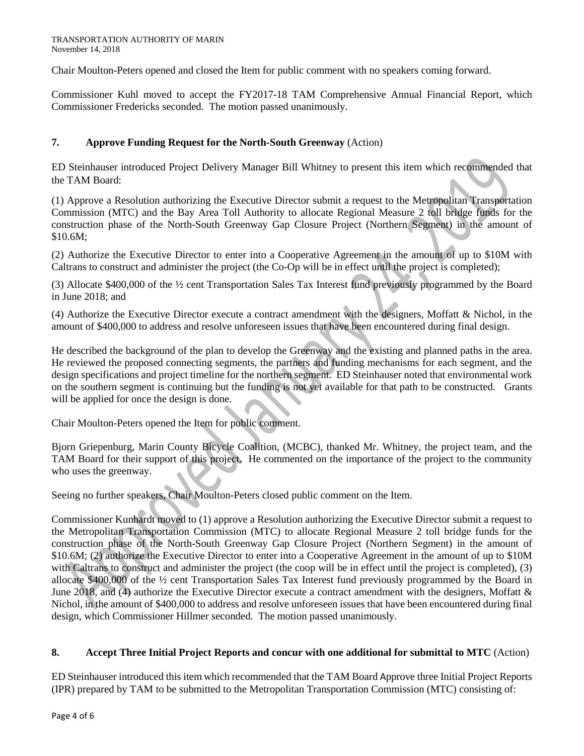Chair Moulton-Peters opened and closed the Item for public comment with no speakers coming forward.

Commissioner Kuhl moved to accept the FY2017-18 TAM Comprehensive Annual Financial Report, which Commissioner Fredericks seconded. The motion passed unanimously.

## 7. Approve Funding Request for the North-South Greenway (Action)

ED Steinhauser introduced Project Delivery Manager Bill Whitney to present this item which recommended that the TAM Board:

(1) Approve a Resolution authorizing the Executive Director submit a request to the Metropolitan Transportation Commission (MTC) and the Bay Area Toll Authority to allocate Regional Measure 2 toll bridge funds for the construction phase of the North-South Greenway Gap Closure Project (Northern Segment) in the amount of \$10.6M;

(2) Authorize the Executive Director to enter into a Cooperative Agreement in the amount of up to \$10M with Caltrans to construct and administer the project (the Co-Op will be in effect until the project is completed);

(3) Allocate \$400,000 of the ½ cent Transportation Sales Tax Interest fund previously programmed by the Board in June 2018; and

(4) Authorize the Executive Director execute a contract amendment with the designers, Moffatt & Nichol, in the amount of \$400,000 to address and resolve unforeseen issues that have been encountered during final design.

He described the background of the plan to develop the Greenway and the existing and planned paths in the area. He reviewed the proposed connecting segments, the partners and funding mechanisms for each segment, and the design specifications and project timeline for the northern segment. ED Steinhauser noted that environmental work on the southern segment is continuing but the funding is not yet available for that path to be constructed. Grants will be applied for once the design is done.

Chair Moulton-Peters opened the Item for public comment.

Bjorn Griepenburg, Marin County Bicycle Coalition, (MCBC), thanked Mr. Whitney, the project team, and the TAM Board for their support of this project. He commented on the importance of the project to the community who uses the greenway.

Seeing no further speakers, Chair Moulton-Peters closed public comment on the Item.

Commissioner Kunhardt moved to (1) approve a Resolution authorizing the Executive Director submit a request to the Metropolitan Transportation Commission (MTC) to allocate Regional Measure 2 toll bridge funds for the construction phase of the North-South Greenway Gap Closure Project (Northern Segment) in the amount of \$10.6M; (2) authorize the Executive Director to enter into a Cooperative Agreement in the amount of up to \$10M with Caltrans to construct and administer the project (the coop will be in effect until the project is completed), (3) allocate \$400,000 of the ½ cent Transportation Sales Tax Interest fund previously programmed by the Board in June 2018, and (4) authorize the Executive Director execute a contract amendment with the designers, Moffatt & Nichol, in the amount of \$400,000 to address and resolve unforeseen issues that have been encountered during final design, which Commissioner Hillmer seconded. The motion passed unanimously.

## 8. Accept Three Initial Project Reports and concur with one additional for submittal to MTC (Action)

ED Steinhauser introduced this item which recommended that the TAM Board Approve three Initial Project Reports (IPR) prepared by TAM to be submitted to the Metropolitan Transportation Commission (MTC) consisting of: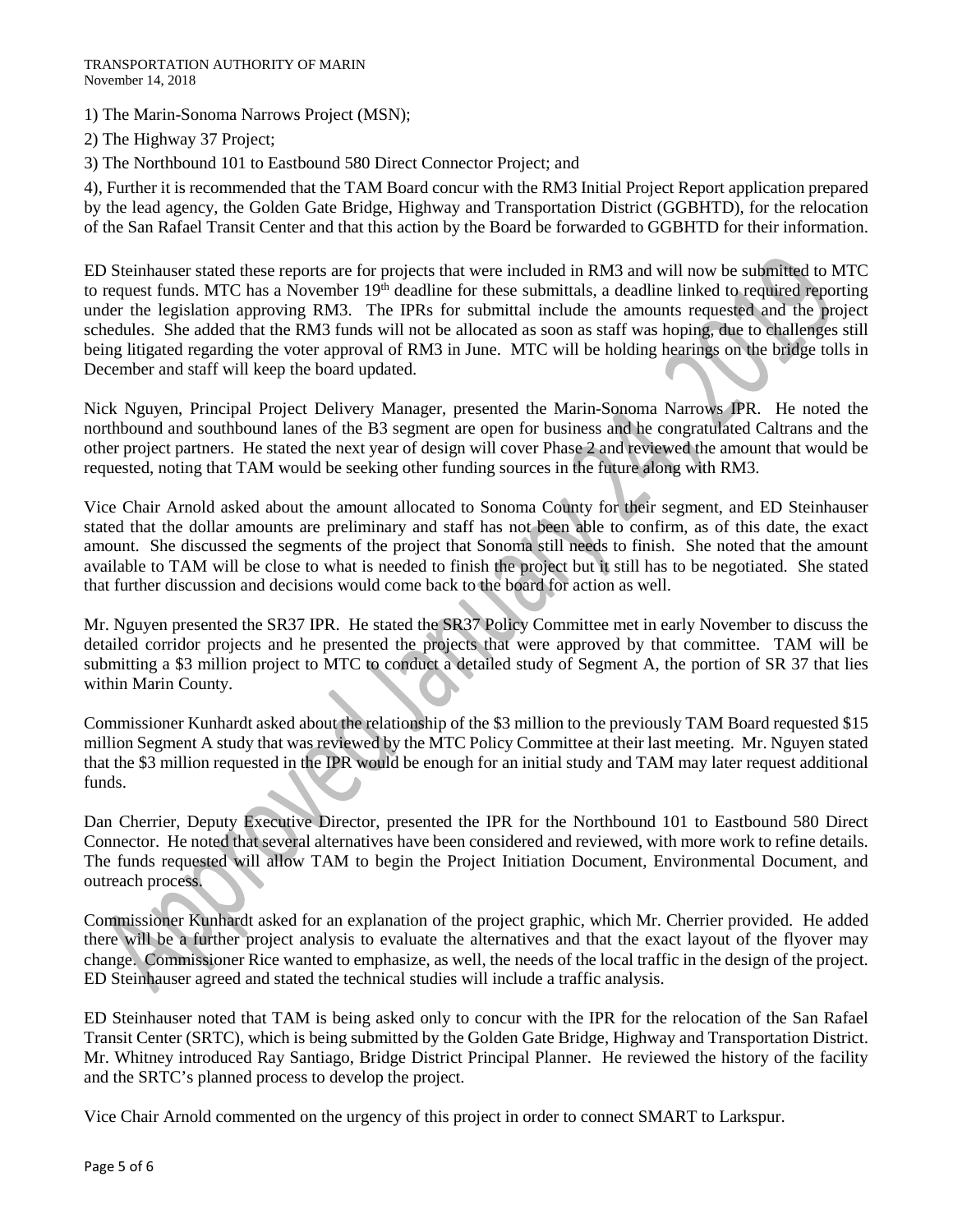1) The Marin-Sonoma Narrows Project (MSN);

2) The Highway 37 Project;

3) The Northbound 101 to Eastbound 580 Direct Connector Project; and

4), Further it is recommended that the TAM Board concur with the RM3 Initial Project Report application prepared by the lead agency, the Golden Gate Bridge, Highway and Transportation District (GGBHTD), for the relocation of the San Rafael Transit Center and that this action by the Board be forwarded to GGBHTD for their information.

ED Steinhauser stated these reports are for projects that were included in RM3 and will now be submitted to MTC to request funds. MTC has a November 19th deadline for these submittals, a deadline linked to required reporting under the legislation approving RM3. The IPRs for submittal include the amounts requested and the project schedules. She added that the RM3 funds will not be allocated as soon as staff was hoping, due to challenges still being litigated regarding the voter approval of RM3 in June. MTC will be holding hearings on the bridge tolls in December and staff will keep the board updated.

Nick Nguyen, Principal Project Delivery Manager, presented the Marin-Sonoma Narrows IPR. He noted the northbound and southbound lanes of the B3 segment are open for business and he congratulated Caltrans and the other project partners. He stated the next year of design will cover Phase 2 and reviewed the amount that would be requested, noting that TAM would be seeking other funding sources in the future along with RM3.

Vice Chair Arnold asked about the amount allocated to Sonoma County for their segment, and ED Steinhauser stated that the dollar amounts are preliminary and staff has not been able to confirm, as of this date, the exact amount. She discussed the segments of the project that Sonoma still needs to finish. She noted that the amount available to TAM will be close to what is needed to finish the project but it still has to be negotiated. She stated that further discussion and decisions would come back to the board for action as well.

Mr. Nguyen presented the SR37 IPR. He stated the SR37 Policy Committee met in early November to discuss the detailed corridor projects and he presented the projects that were approved by that committee. TAM will be submitting a $3 million project to MTC to conduct a detailed study of Segment A, the portion of SR 37 that lies within Marin County.

Commissioner Kunhardt asked about the relationship of the $3 million to the previously TAM Board requested $15 million Segment A study that was reviewed by the MTC Policy Committee at their last meeting. Mr. Nguyen stated that the $3 million requested in the IPR would be enough for an initial study and TAM may later request additional funds.

Dan Cherrier, Deputy Executive Director, presented the IPR for the Northbound 101 to Eastbound 580 Direct Connector. He noted that several alternatives have been considered and reviewed, with more work to refine details. The funds requested will allow TAM to begin the Project Initiation Document, Environmental Document, and outreach process.

Commissioner Kunhardt asked for an explanation of the project graphic, which Mr. Cherrier provided. He added there will be a further project analysis to evaluate the alternatives and that the exact layout of the flyover may change. Commissioner Rice wanted to emphasize, as well, the needs of the local traffic in the design of the project. ED Steinhauser agreed and stated the technical studies will include a traffic analysis.

ED Steinhauser noted that TAM is being asked only to concur with the IPR for the relocation of the San Rafael Transit Center (SRTC), which is being submitted by the Golden Gate Bridge, Highway and Transportation District. Mr. Whitney introduced Ray Santiago, Bridge District Principal Planner. He reviewed the history of the facility and the SRTC's planned process to develop the project.

Vice Chair Arnold commented on the urgency of this project in order to connect SMART to Larkspur.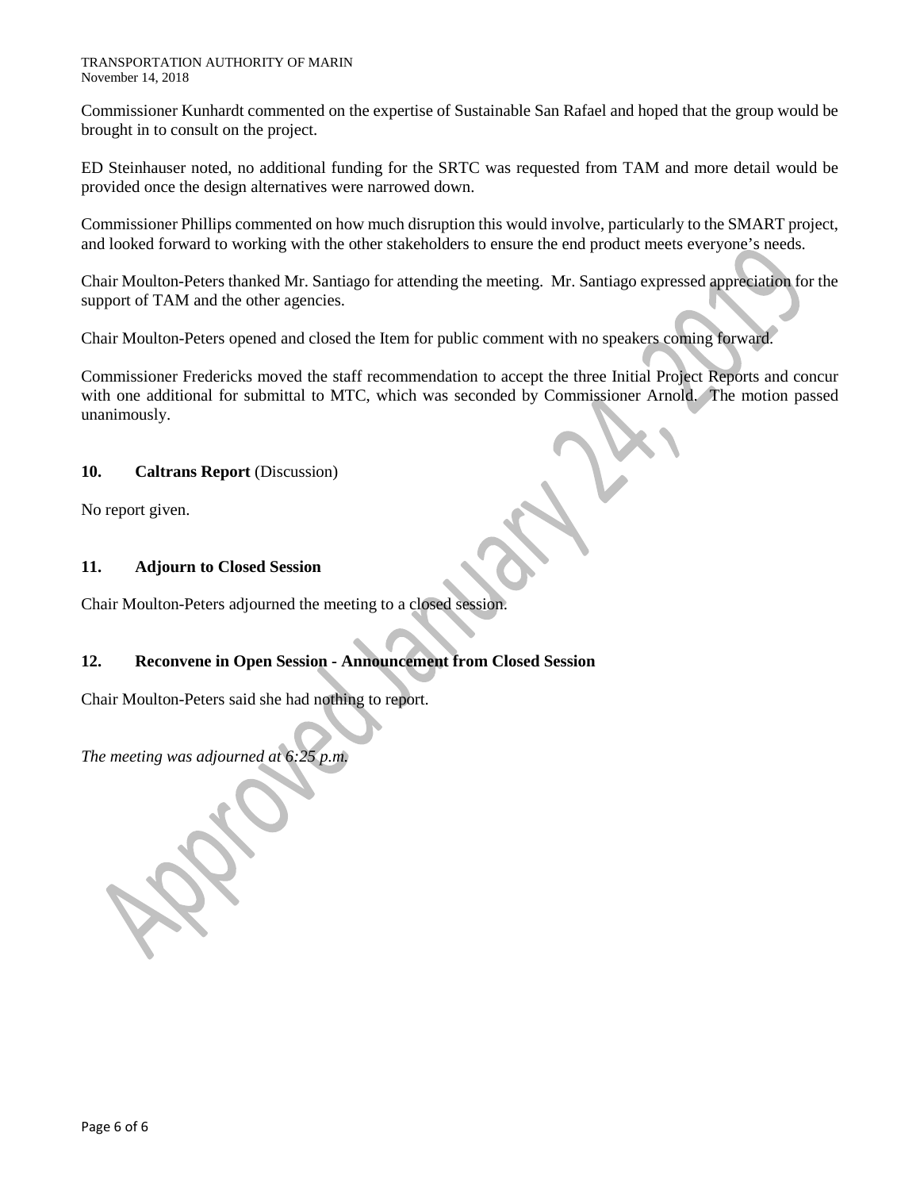Commissioner Kunhardt commented on the expertise of Sustainable San Rafael and hoped that the group would be brought in to consult on the project.

ED Steinhauser noted, no additional funding for the SRTC was requested from TAM and more detail would be provided once the design alternatives were narrowed down.

Commissioner Phillips commented on how much disruption this would involve, particularly to the SMART project, and looked forward to working with the other stakeholders to ensure the end product meets everyone's needs.

Chair Moulton-Peters thanked Mr. Santiago for attending the meeting. Mr. Santiago expressed appreciation for the support of TAM and the other agencies.

Chair Moulton-Peters opened and closed the Item for public comment with no speakers coming forward.

Commissioner Fredericks moved the staff recommendation to accept the three Initial Project Reports and concur with one additional for submittal to MTC, which was seconded by Commissioner Arnold. The motion passed unanimously.

## 10. Caltrans Report (Discussion)

No report given.

## 11. Adjourn to Closed Session

Chair Moulton-Peters adjourned the meeting to a closed session.

## 12. Reconvene in Open Session - Announcement from Closed Session

Chair Moulton-Peters said she had nothing to report.

*The meeting was adjourned at 6:25 p.m.*

Approved January 24, 2019